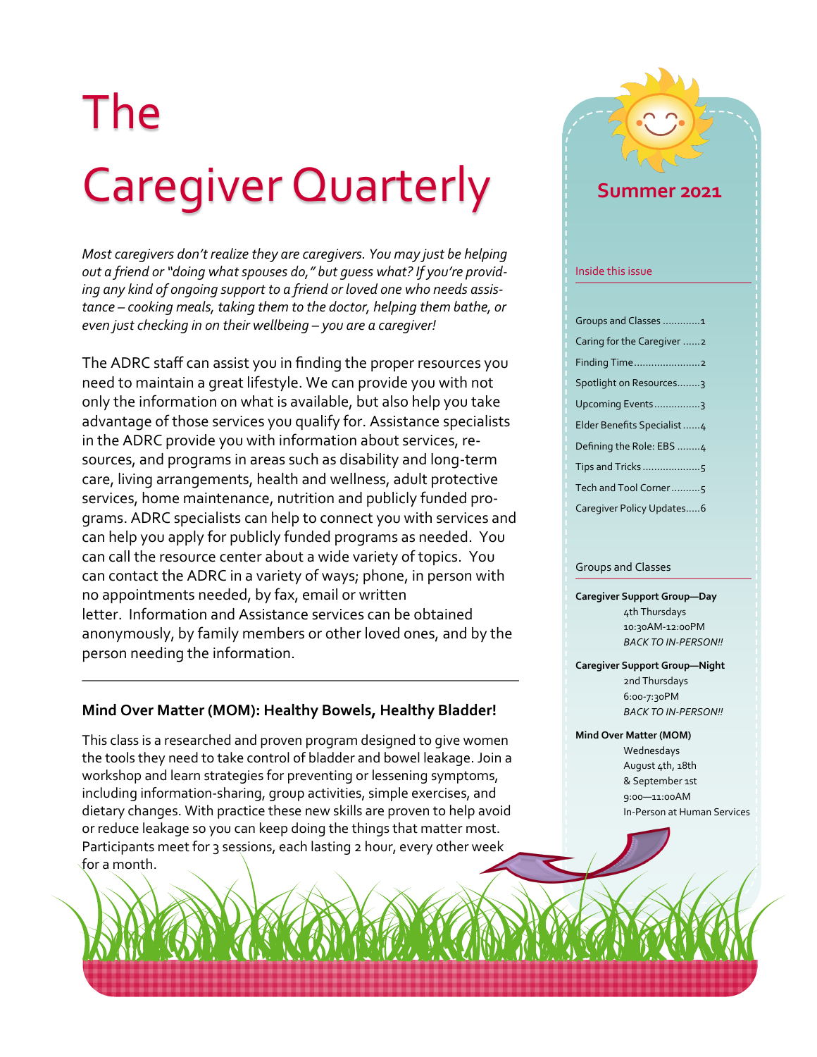# The Caregiver Quarterly

**Summer 2021**

*Most caregivers don't realize they are caregivers. You may just be helping out a friend or "doing what spouses do," but guess what? If you're providing any kind of ongoing support to a friend or loved one who needs assistance – cooking meals, taking them to the doctor, helping them bathe, or even just checking in on their wellbeing – you are a caregiver!*

The ADRC staff can assist you in finding the proper resources you need to maintain a great lifestyle. We can provide you with not only the information on what is available, but also help you take advantage of those services you qualify for. Assistance specialists in the ADRC provide you with information about services, resources, and programs in areas such as disability and long-term care, living arrangements, health and wellness, adult protective services, home maintenance, nutrition and publicly funded programs. ADRC specialists can help to connect you with services and can help you apply for publicly funded programs as needed. You can call the resource center about a wide variety of topics. You can contact the ADRC in a variety of ways; phone, in person with no appointments needed, by fax, email or written letter. Information and Assistance services can be obtained anonymously, by family members or other loved ones, and by the person needing the information.

---

### Mind Over Matter (MOM): Healthy Bowels, Healthy Bladder!

This class is a researched and proven program designed to give women the tools they need to take control of bladder and bowel leakage. Join a workshop and learn strategies for preventing or lessening symptoms, including information-sharing, group activities, simple exercises, and dietary changes. With practice these new skills are proven to help avoid or reduce leakage so you can keep doing the things that matter most. Participants meet for 3 sessions, each lasting 2 hour, every other week for a month.

### Inside this issue

- Groups and Classes ............1
- Caring for the Caregiver ......2
- Finding Time......................2
- Spotlight on Resources........3
- Upcoming Events................3
- Elder Benefits Specialist......4
- Defining the Role: EBS ........4
- Tips and Tricks....................5
- Tech and Tool Corner..........5
- Caregiver Policy Updates.....6

### Groups and Classes

**Caregiver Support Group—Day**
4th Thursdays
10:30AM-12:00PM
*BACK TO IN-PERSON!!*

**Caregiver Support Group—Night**
2nd Thursdays
6:00-7:30PM
*BACK TO IN-PERSON!!*

**Mind Over Matter (MOM)**
Wednesdays
August 4th, 18th
& September 1st
9:00—11:00AM
In-Person at Human Services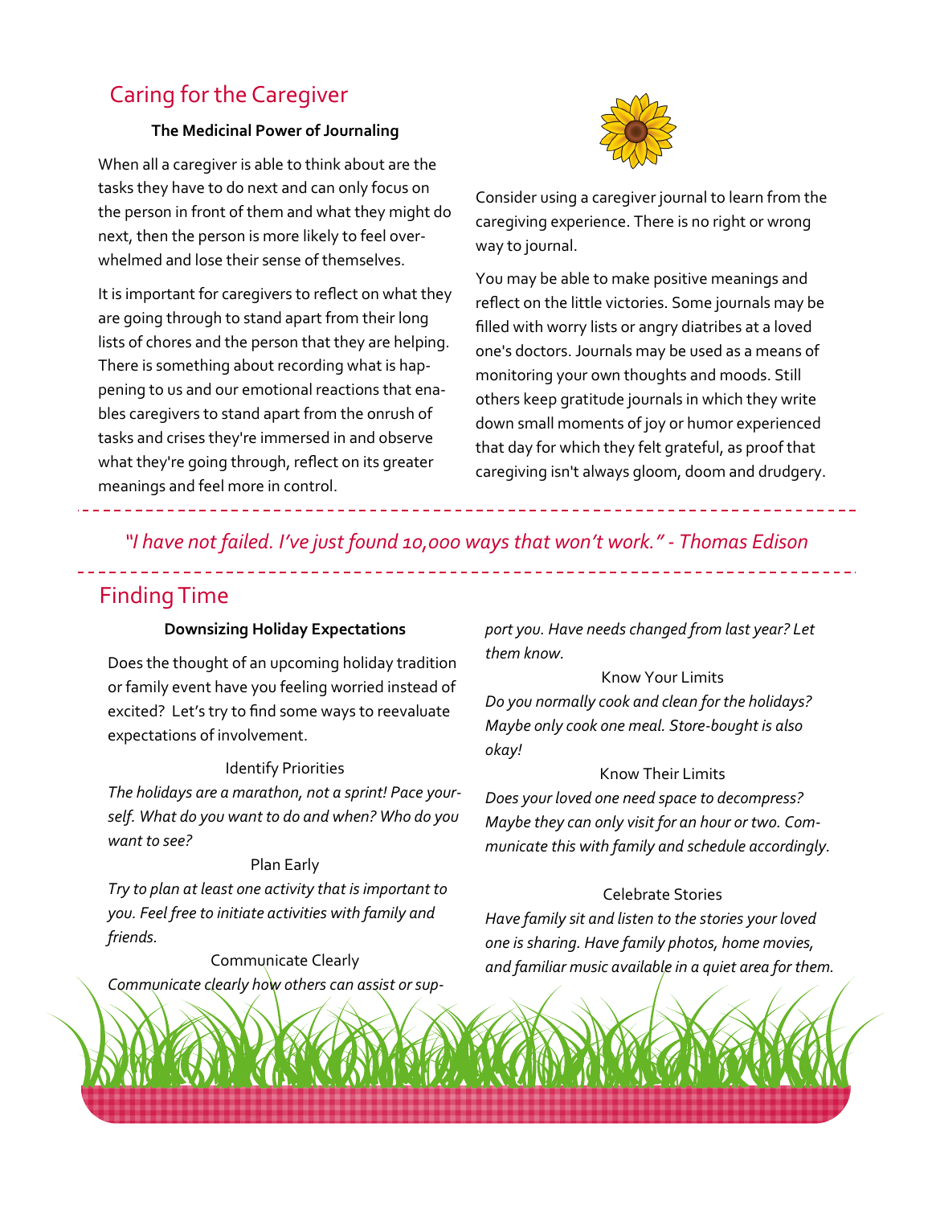## Caring for the Caregiver

### The Medicinal Power of Journaling

When all a caregiver is able to think about are the tasks they have to do next and can only focus on the person in front of them and what they might do next, then the person is more likely to feel overwhelmed and lose their sense of themselves.

It is important for caregivers to reflect on what they are going through to stand apart from their long lists of chores and the person that they are helping. There is something about recording what is happening to us and our emotional reactions that enables caregivers to stand apart from the onrush of tasks and crises they're immersed in and observe what they're going through, reflect on its greater meanings and feel more in control.

Consider using a caregiver journal to learn from the caregiving experience. There is no right or wrong way to journal.

You may be able to make positive meanings and reflect on the little victories. Some journals may be filled with worry lists or angry diatribes at a loved one's doctors. Journals may be used as a means of monitoring your own thoughts and moods. Still others keep gratitude journals in which they write down small moments of joy or humor experienced that day for which they felt grateful, as proof that caregiving isn't always gloom, doom and drudgery.

---

*"I have not failed. I've just found 10,000 ways that won't work." - Thomas Edison*

---

## Finding Time

### Downsizing Holiday Expectations

Does the thought of an upcoming holiday tradition or family event have you feeling worried instead of excited? Let's try to find some ways to reevaluate expectations of involvement.

Identify Priorities

*The holidays are a marathon, not a sprint! Pace yourself. What do you want to do and when? Who do you want to see?*

Plan Early

*Try to plan at least one activity that is important to you. Feel free to initiate activities with family and friends.*

Communicate Clearly

*Communicate clearly how others can assist or support you. Have needs changed from last year? Let them know.*

Know Your Limits

*Do you normally cook and clean for the holidays? Maybe only cook one meal. Store-bought is also okay!*

Know Their Limits

*Does your loved one need space to decompress? Maybe they can only visit for an hour or two. Communicate this with family and schedule accordingly.*

Celebrate Stories

*Have family sit and listen to the stories your loved one is sharing. Have family photos, home movies, and familiar music available in a quiet area for them.*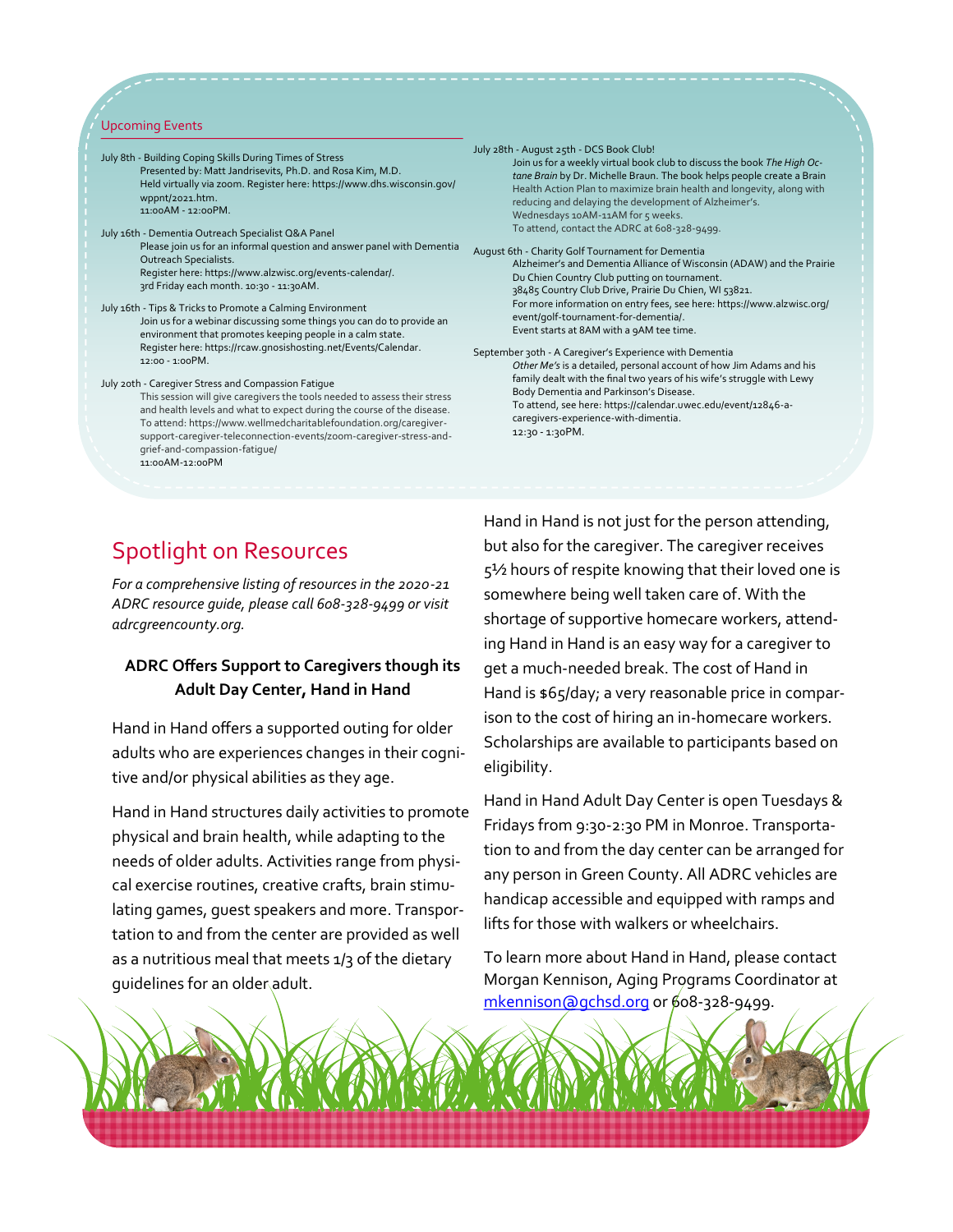## Upcoming Events

July 8th - Building Coping Skills During Times of Stress
Presented by: Matt Jandrisevits, Ph.D. and Rosa Kim, M.D.
Held virtually via zoom. Register here: https://www.dhs.wisconsin.gov/wppnt/2021.htm.
11:00AM - 12:00PM.

July 16th - Dementia Outreach Specialist Q&A Panel
Please join us for an informal question and answer panel with Dementia Outreach Specialists.
Register here: https://www.alzwisc.org/events-calendar/.
3rd Friday each month. 10:30 - 11:30AM.

July 16th - Tips & Tricks to Promote a Calming Environment
Join us for a webinar discussing some things you can do to provide an environment that promotes keeping people in a calm state.
Register here: https://rcaw.gnosishosting.net/Events/Calendar.
12:00 - 1:00PM.

July 20th - Caregiver Stress and Compassion Fatigue
This session will give caregivers the tools needed to assess their stress and health levels and what to expect during the course of the disease.
To attend: https://www.wellmedcharitablefoundation.org/caregiver-support-caregiver-teleconnection-events/zoom-caregiver-stress-and-grief-and-compassion-fatigue/
11:00AM-12:00PM

July 28th - August 25th - DCS Book Club!
Join us for a weekly virtual book club to discuss the book *The High Octane Brain* by Dr. Michelle Braun. The book helps people create a Brain Health Action Plan to maximize brain health and longevity, along with reducing and delaying the development of Alzheimer's.
Wednesdays 10AM-11AM for 5 weeks.
To attend, contact the ADRC at 608-328-9499.

August 6th - Charity Golf Tournament for Dementia
Alzheimer's and Dementia Alliance of Wisconsin (ADAW) and the Prairie Du Chien Country Club putting on tournament.
38485 Country Club Drive, Prairie Du Chien, WI 53821.
For more information on entry fees, see here: https://www.alzwisc.org/event/golf-tournament-for-dementia/.
Event starts at 8AM with a 9AM tee time.

September 30th - A Caregiver's Experience with Dementia
*Other Me's* is a detailed, personal account of how Jim Adams and his family dealt with the final two years of his wife's struggle with Lewy Body Dementia and Parkinson's Disease.
To attend, see here: https://calendar.uwec.edu/event/12846-a-caregivers-experience-with-dimentia.
12:30 - 1:30PM.

# Spotlight on Resources

*For a comprehensive listing of resources in the 2020-21 ADRC resource guide, please call 608-328-9499 or visit adrcgreencounty.org.*

### ADRC Offers Support to Caregivers though its Adult Day Center, Hand in Hand

Hand in Hand offers a supported outing for older adults who are experiences changes in their cognitive and/or physical abilities as they age.

Hand in Hand structures daily activities to promote physical and brain health, while adapting to the needs of older adults. Activities range from physical exercise routines, creative crafts, brain stimulating games, guest speakers and more. Transportation to and from the center are provided as well as a nutritious meal that meets 1/3 of the dietary guidelines for an older adult.

Hand in Hand is not just for the person attending, but also for the caregiver. The caregiver receives 5½ hours of respite knowing that their loved one is somewhere being well taken care of. With the shortage of supportive homecare workers, attending Hand in Hand is an easy way for a caregiver to get a much-needed break. The cost of Hand in Hand is $65/day; a very reasonable price in comparison to the cost of hiring an in-homecare workers. Scholarships are available to participants based on eligibility.

Hand in Hand Adult Day Center is open Tuesdays & Fridays from 9:30-2:30 PM in Monroe. Transportation to and from the day center can be arranged for any person in Green County. All ADRC vehicles are handicap accessible and equipped with ramps and lifts for those with walkers or wheelchairs.

To learn more about Hand in Hand, please contact Morgan Kennison, Aging Programs Coordinator at mkennison@gchsd.org or 608-328-9499.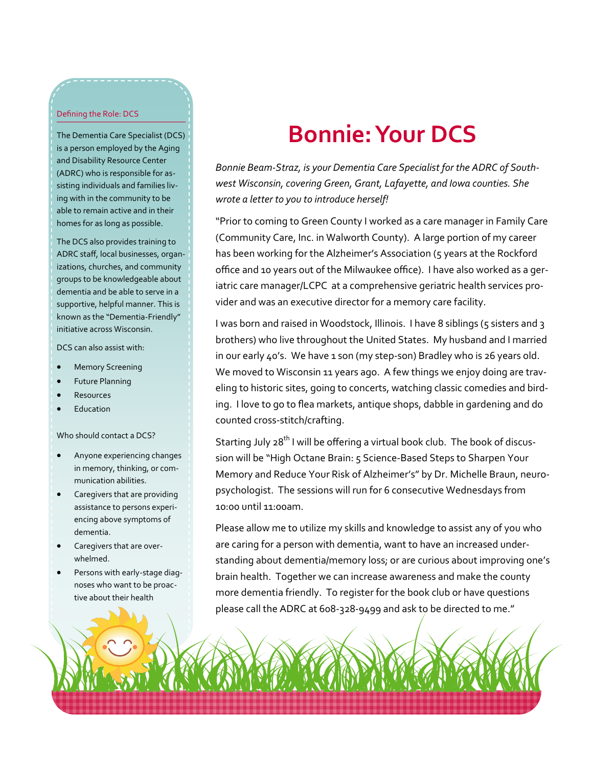## Defining the Role: DCS

The Dementia Care Specialist (DCS) is a person employed by the Aging and Disability Resource Center (ADRC) who is responsible for assisting individuals and families living with in the community to be able to remain active and in their homes for as long as possible.

The DCS also provides training to ADRC staff, local businesses, organizations, churches, and community groups to be knowledgeable about dementia and be able to serve in a supportive, helpful manner. This is known as the "Dementia-Friendly" initiative across Wisconsin.

DCS can also assist with:

- Memory Screening
- Future Planning
- Resources
- Education

Who should contact a DCS?

- Anyone experiencing changes in memory, thinking, or communication abilities.
- Caregivers that are providing assistance to persons experiencing above symptoms of dementia.
- Caregivers that are overwhelmed.
- Persons with early-stage diagnoses who want to be proactive about their health

# Bonnie: Your DCS

*Bonnie Beam-Straz, is your Dementia Care Specialist for the ADRC of Southwest Wisconsin, covering Green, Grant, Lafayette, and Iowa counties. She wrote a letter to you to introduce herself!*

"Prior to coming to Green County I worked as a care manager in Family Care (Community Care, Inc. in Walworth County). A large portion of my career has been working for the Alzheimer's Association (5 years at the Rockford office and 10 years out of the Milwaukee office). I have also worked as a geriatric care manager/LCPC at a comprehensive geriatric health services provider and was an executive director for a memory care facility.

I was born and raised in Woodstock, Illinois. I have 8 siblings (5 sisters and 3 brothers) who live throughout the United States. My husband and I married in our early 40's. We have 1 son (my step-son) Bradley who is 26 years old. We moved to Wisconsin 11 years ago. A few things we enjoy doing are traveling to historic sites, going to concerts, watching classic comedies and birding. I love to go to flea markets, antique shops, dabble in gardening and do counted cross-stitch/crafting.

Starting July 28th I will be offering a virtual book club. The book of discussion will be "High Octane Brain: 5 Science-Based Steps to Sharpen Your Memory and Reduce Your Risk of Alzheimer's" by Dr. Michelle Braun, neuropsychologist. The sessions will run for 6 consecutive Wednesdays from 10:00 until 11:00am.

Please allow me to utilize my skills and knowledge to assist any of you who are caring for a person with dementia, want to have an increased understanding about dementia/memory loss; or are curious about improving one's brain health. Together we can increase awareness and make the county more dementia friendly. To register for the book club or have questions please call the ADRC at 608-328-9499 and ask to be directed to me."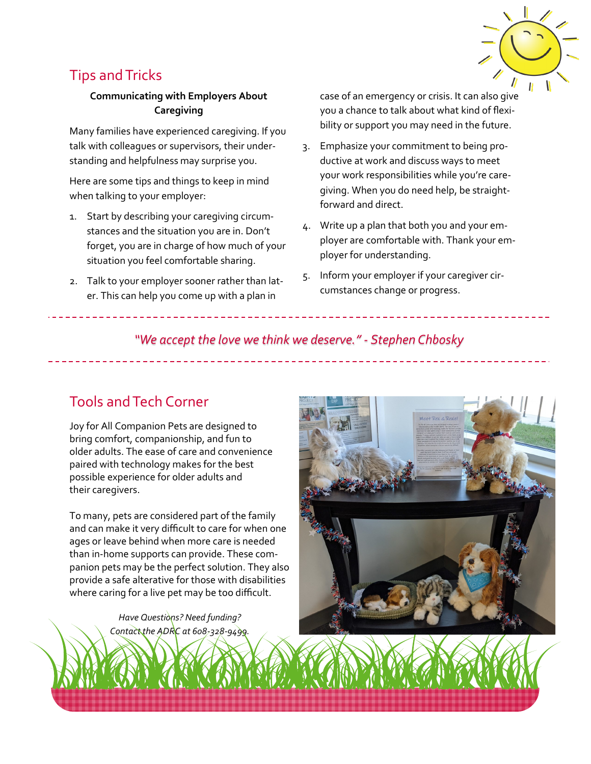## Tips and Tricks

### Communicating with Employers About Caregiving

Many families have experienced caregiving. If you talk with colleagues or supervisors, their understanding and helpfulness may surprise you.

Here are some tips and things to keep in mind when talking to your employer:

1. Start by describing your caregiving circumstances and the situation you are in. Don't forget, you are in charge of how much of your situation you feel comfortable sharing.
2. Talk to your employer sooner rather than later. This can help you come up with a plan in case of an emergency or crisis. It can also give you a chance to talk about what kind of flexibility or support you may need in the future.
3. Emphasize your commitment to being productive at work and discuss ways to meet your work responsibilities while you're caregiving. When you do need help, be straightforward and direct.
4. Write up a plan that both you and your employer are comfortable with. Thank your employer for understanding.
5. Inform your employer if your caregiver circumstances change or progress.

---

*"We accept the love we think we deserve." - Stephen Chbosky*

---

## Tools and Tech Corner

Joy for All Companion Pets are designed to bring comfort, companionship, and fun to older adults. The ease of care and convenience paired with technology makes for the best possible experience for older adults and their caregivers.

To many, pets are considered part of the family and can make it very difficult to care for when one ages or leave behind when more care is needed than in-home supports can provide. These companion pets may be the perfect solution. They also provide a safe alterative for those with disabilities where caring for a live pet may be too difficult.

*Have Questions? Need funding?*
*Contact the ADRC at 608-328-9499.*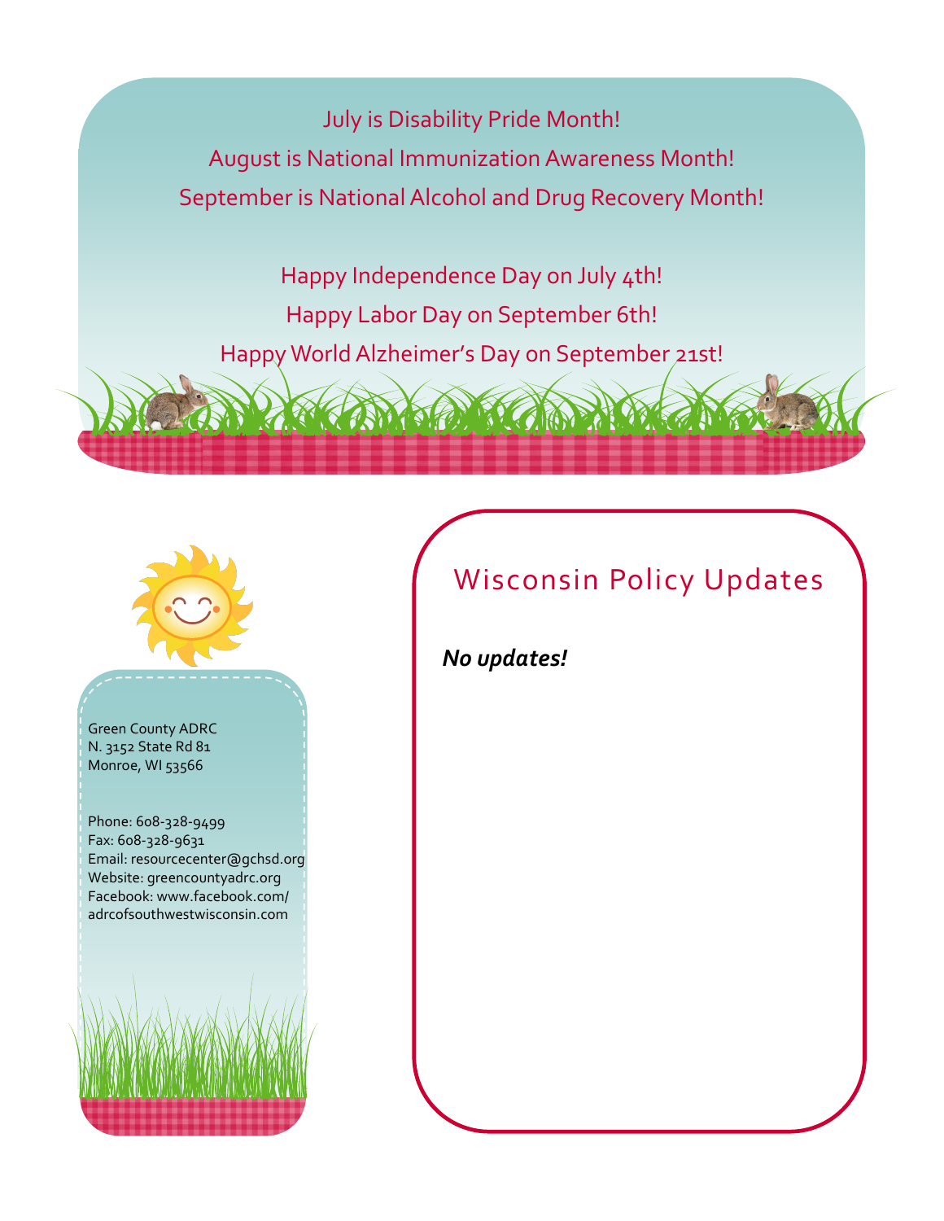July is Disability Pride Month!

August is National Immunization Awareness Month!

September is National Alcohol and Drug Recovery Month!

Happy Independence Day on July 4th!

Happy Labor Day on September 6th!

Happy World Alzheimer's Day on September 21st!

Green County ADRC
N. 3152 State Rd 81
Monroe, WI 53566

Phone: 608-328-9499
Fax: 608-328-9631
Email: resourcecenter@gchsd.org
Website: greencountyadrc.org
Facebook: www.facebook.com/adrcofsouthwestwisconsin.com

## Wisconsin Policy Updates

***No updates!***